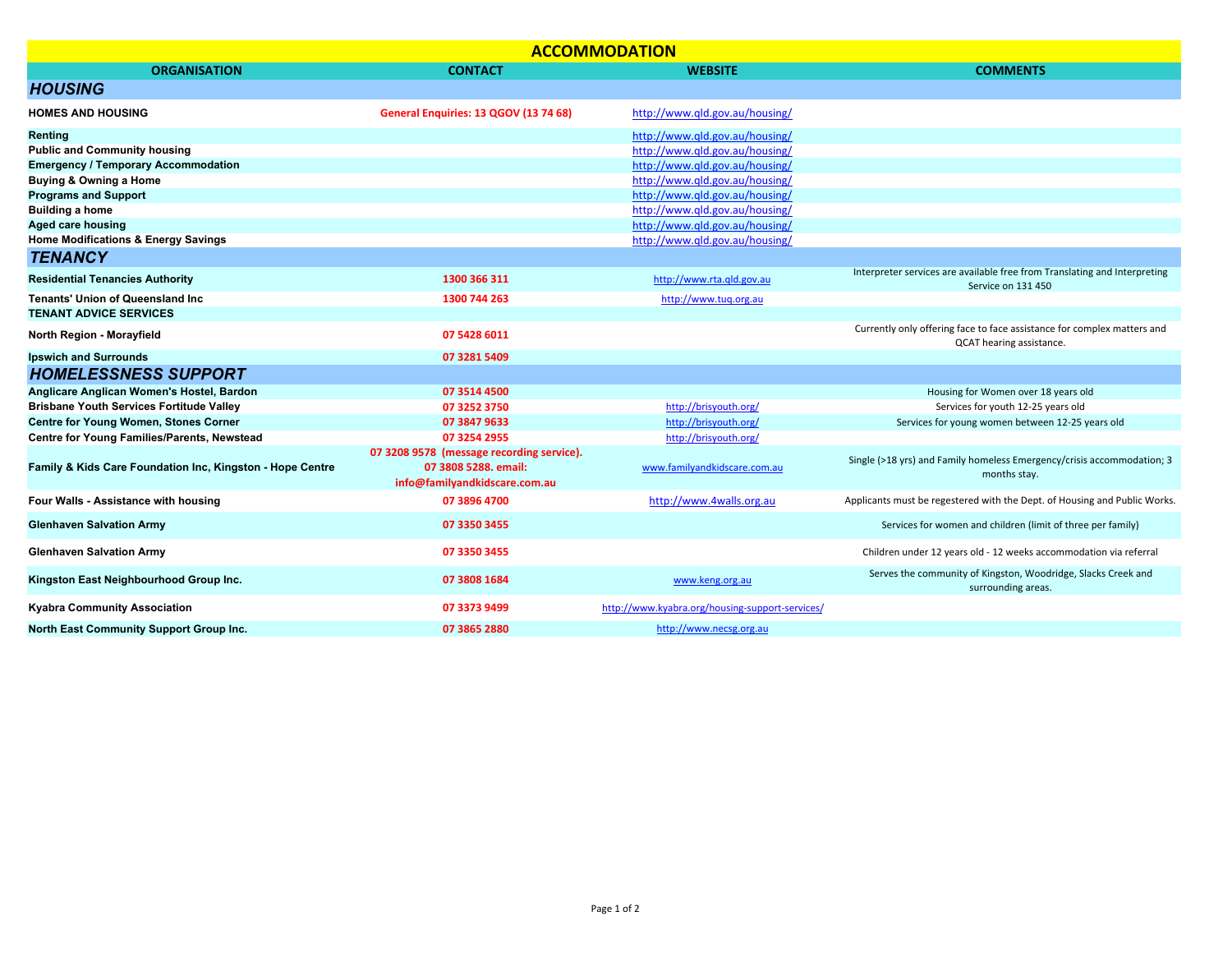# ACCOMMODATION

| ORGANISATION | CONTACT | WEBSITE | COMMENTS |
|---|---|---|---|
| ***HOUSING*** | | | |
| **HOMES AND HOUSING** | General Enquiries: 13 QGOV (13 74 68) | http://www.qld.gov.au/housing/ | |
| **Renting** | | http://www.qld.gov.au/housing/ | |
| **Public and Community housing** | | http://www.qld.gov.au/housing/ | |
| **Emergency / Temporary Accommodation** | | http://www.qld.gov.au/housing/ | |
| **Buying & Owning a Home** | | http://www.qld.gov.au/housing/ | |
| **Programs and Support** | | http://www.qld.gov.au/housing/ | |
| **Building a home** | | http://www.qld.gov.au/housing/ | |
| **Aged care housing** | | http://www.qld.gov.au/housing/ | |
| **Home Modifications & Energy Savings** | | http://www.qld.gov.au/housing/ | |
| ***TENANCY*** | | | |
| **Residential Tenancies Authority** | 1300 366 311 | http://www.rta.qld.gov.au | Interpreter services are available free from Translating and Interpreting Service on 131 450 |
| **Tenants' Union of Queensland Inc** | 1300 744 263 | http://www.tuq.org.au | |
| **TENANT ADVICE SERVICES** | | | |
| **North Region - Morayfield** | 07 5428 6011 | | Currently only offering face to face assistance for complex matters and QCAT hearing assistance. |
| **Ipswich and Surrounds** | 07 3281 5409 | | |
| ***HOMELESSNESS SUPPORT*** | | | |
| **Anglicare Anglican Women's Hostel, Bardon** | 07 3514 4500 | | Housing for Women over 18 years old |
| **Brisbane Youth Services Fortitude Valley** | 07 3252 3750 | http://brisyouth.org/ | Services for youth 12-25 years old |
| **Centre for Young Women, Stones Corner** | 07 3847 9633 | http://brisyouth.org/ | Services for young women between 12-25 years old |
| **Centre for Young Families/Parents, Newstead** | 07 3254 2955 | http://brisyouth.org/ | |
| **Family & Kids Care Foundation Inc, Kingston - Hope Centre** | 07 3208 9578 (message recording service). 07 3808 5288. email: info@familyandkidscare.com.au | www.familyandkidscare.com.au | Single (>18 yrs) and Family homeless Emergency/crisis accommodation; 3 months stay. |
| **Four Walls - Assistance with housing** | 07 3896 4700 | http://www.4walls.org.au | Applicants must be regestered with the Dept. of Housing and Public Works. |
| **Glenhaven Salvation Army** | 07 3350 3455 | | Services for women and children (limit of three per family) |
| **Glenhaven Salvation Army** | 07 3350 3455 | | Children under 12 years old - 12 weeks accommodation via referral |
| **Kingston East Neighbourhood Group Inc.** | 07 3808 1684 | www.keng.org.au | Serves the community of Kingston, Woodridge, Slacks Creek and surrounding areas. |
| **Kyabra Community Association** | 07 3373 9499 | http://www.kyabra.org/housing-support-services/ | |
| **North East Community Support Group Inc.** | 07 3865 2880 | http://www.necsg.org.au | |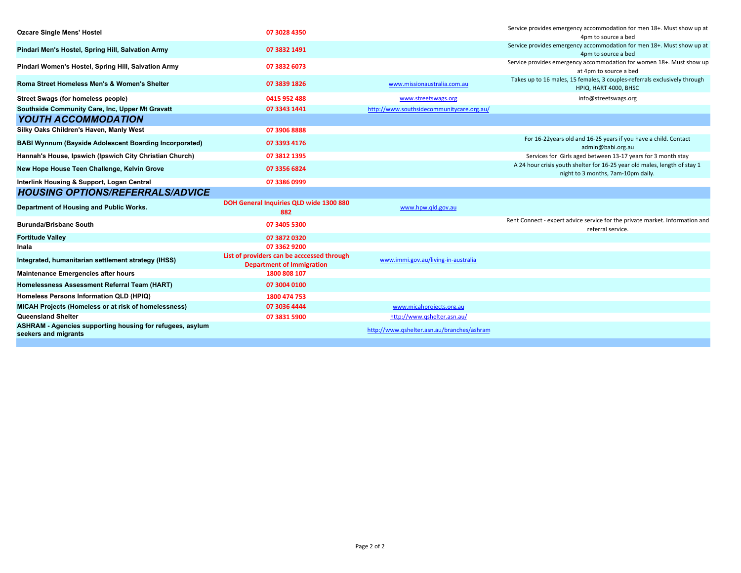| | | | |
|---|---|---|---|
| **Ozcare Single Mens' Hostel** | 07 3028 4350 | | Service provides emergency accommodation for men 18+. Must show up at 4pm to source a bed |
| **Pindari Men's Hostel, Spring Hill, Salvation Army** | 07 3832 1491 | | Service provides emergency accommodation for men 18+. Must show up at 4pm to source a bed |
| **Pindari Women's Hostel, Spring Hill, Salvation Army** | 07 3832 6073 | | Service provides emergency accommodation for women 18+. Must show up at 4pm to source a bed |
| **Roma Street Homeless Men's & Women's Shelter** | 07 3839 1826 | www.missionaustralia.com.au | Takes up to 16 males, 15 females, 3 couples-referrals exclusively through HPIQ, HART 4000, BHSC |
| **Street Swags (for homeless people)** | 0415 952 488 | www.streetswags.org | info@streetswags.org |
| **Southside Community Care, Inc, Upper Mt Gravatt** | 07 3343 1441 | http://www.southsidecommunitycare.org.au/ | |
| ***YOUTH ACCOMMODATION*** | | | |
| **Silky Oaks Children's Haven, Manly West** | 07 3906 8888 | | |
| **BABI Wynnum (Bayside Adolescent Boarding Incorporated)** | 07 3393 4176 | | For 16-22years old and 16-25 years if you have a child. Contact admin@babi.org.au |
| **Hannah's House, Ipswich (Ipswich City Christian Church)** | 07 3812 1395 | | Services for Girls aged between 13-17 years for 3 month stay |
| **New Hope House Teen Challenge, Kelvin Grove** | 07 3356 6824 | | A 24 hour crisis youth shelter for 16-25 year old males, length of stay 1 night to 3 months, 7am-10pm daily. |
| **Interlink Housing & Support, Logan Central** | 07 3386 0999 | | |
| ***HOUSING OPTIONS/REFERRALS/ADVICE*** | | | |
| **Department of Housing and Public Works.** | DOH General Inquiries QLD wide 1300 880 882 | www.hpw.qld.gov.au | |
| **Burunda/Brisbane South** | 07 3405 5300 | | Rent Connect - expert advice service for the private market. Information and referral service. |
| **Fortitude Valley** | 07 3872 0320 | | |
| **Inala** | 07 3362 9200 | | |
| **Integrated, humanitarian settlement strategy (IHSS)** | List of providers can be acccessed through Department of Immigration | www.immi.gov.au/living-in-australia | |
| **Maintenance Emergencies after hours** | 1800 808 107 | | |
| **Homelessness Assessment Referral Team (HART)** | 07 3004 0100 | | |
| **Homeless Persons Information QLD (HPIQ)** | 1800 474 753 | | |
| **MICAH Projects (Homeless or at risk of homelessness)** | 07 3036 4444 | www.micahprojects.org.au | |
| **Queensland Shelter** | 07 3831 5900 | http://www.qshelter.asn.au/ | |
| **ASHRAM - Agencies supporting housing for refugees, asylum seekers and migrants** | | http://www.qshelter.asn.au/branches/ashram | |